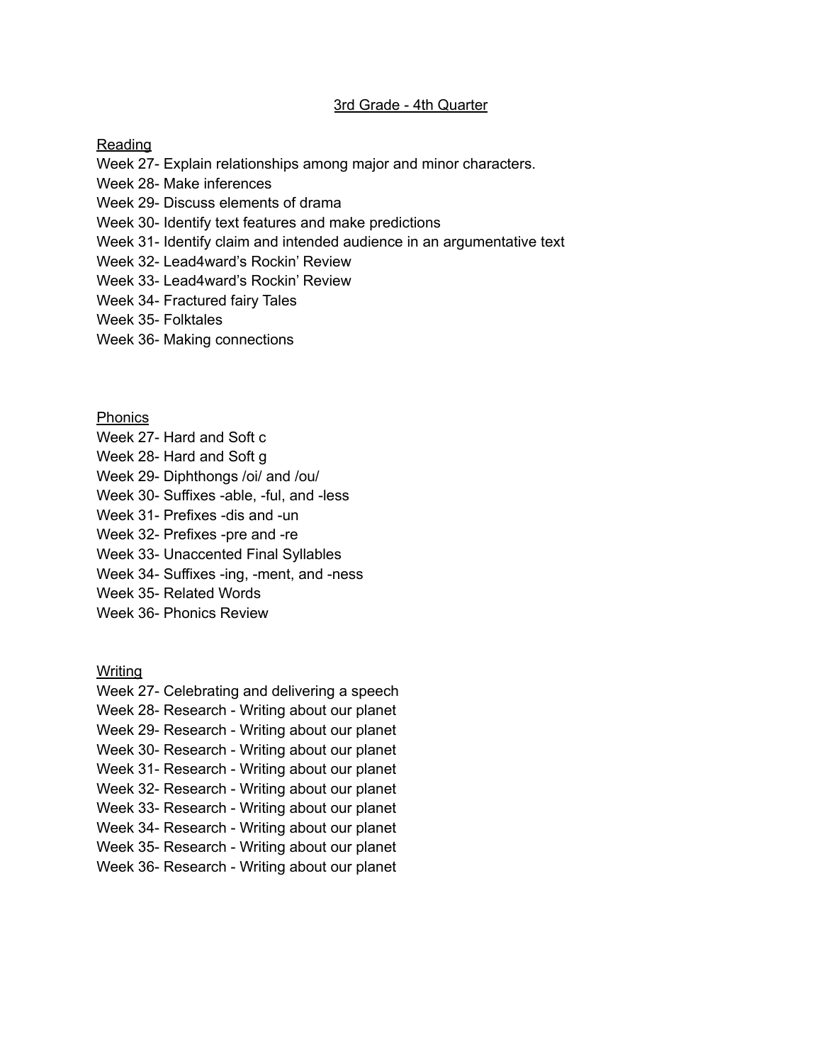# 3rd Grade - 4th Quarter

## Reading

Week 27- Explain relationships among major and minor characters.
Week 28- Make inferences
Week 29- Discuss elements of drama
Week 30- Identify text features and make predictions
Week 31- Identify claim and intended audience in an argumentative text
Week 32- Lead4ward's Rockin' Review
Week 33- Lead4ward's Rockin' Review
Week 34- Fractured fairy Tales
Week 35- Folktales
Week 36- Making connections

## Phonics

Week 27- Hard and Soft c
Week 28- Hard and Soft g
Week 29- Diphthongs /oi/ and /ou/
Week 30- Suffixes -able, -ful, and -less
Week 31- Prefixes -dis and -un
Week 32- Prefixes -pre and -re
Week 33- Unaccented Final Syllables
Week 34- Suffixes -ing, -ment, and -ness
Week 35- Related Words
Week 36- Phonics Review

## Writing

Week 27- Celebrating and delivering a speech
Week 28- Research - Writing about our planet
Week 29- Research - Writing about our planet
Week 30- Research - Writing about our planet
Week 31- Research - Writing about our planet
Week 32- Research - Writing about our planet
Week 33- Research - Writing about our planet
Week 34- Research - Writing about our planet
Week 35- Research - Writing about our planet
Week 36- Research - Writing about our planet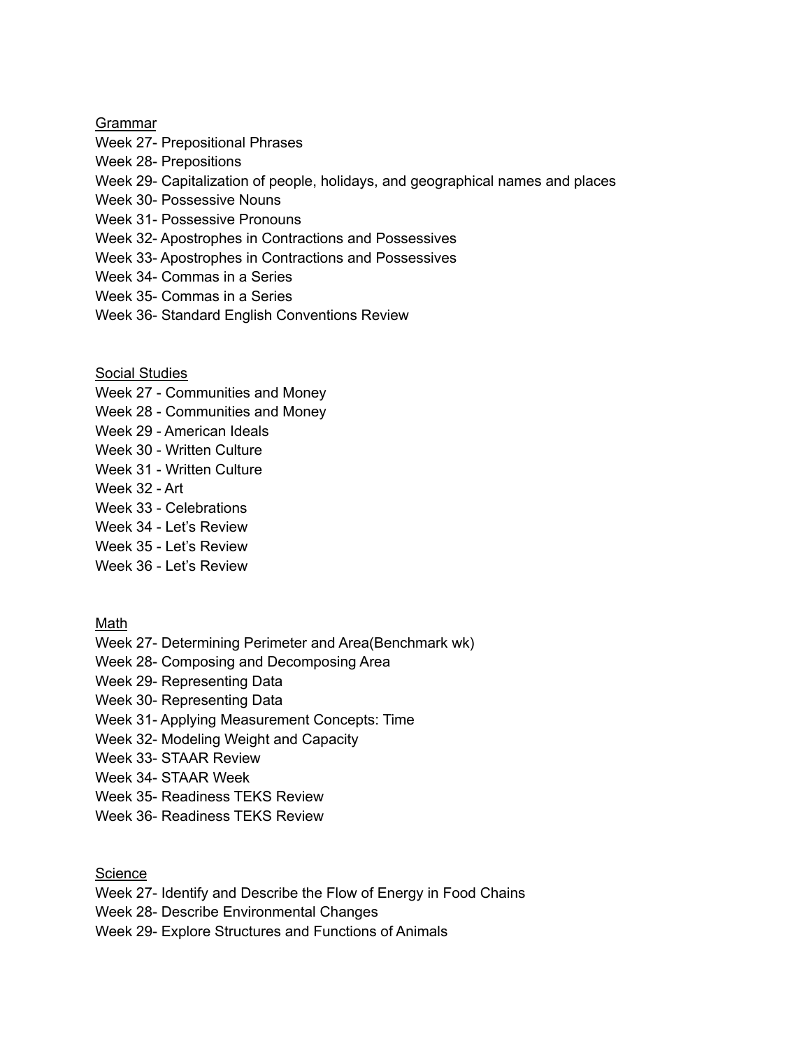Grammar

Week 27- Prepositional Phrases
Week 28- Prepositions
Week 29- Capitalization of people, holidays, and geographical names and places
Week 30- Possessive Nouns
Week 31- Possessive Pronouns
Week 32- Apostrophes in Contractions and Possessives
Week 33- Apostrophes in Contractions and Possessives
Week 34- Commas in a Series
Week 35- Commas in a Series
Week 36- Standard English Conventions Review

Social Studies

Week 27 - Communities and Money
Week 28 - Communities and Money
Week 29 - American Ideals
Week 30 - Written Culture
Week 31 - Written Culture
Week 32 - Art
Week 33 - Celebrations
Week 34 - Let's Review
Week 35 - Let's Review
Week 36 - Let's Review

Math

Week 27- Determining Perimeter and Area(Benchmark wk)
Week 28- Composing and Decomposing Area
Week 29- Representing Data
Week 30- Representing Data
Week 31- Applying Measurement Concepts: Time
Week 32- Modeling Weight and Capacity
Week 33- STAAR Review
Week 34- STAAR Week
Week 35- Readiness TEKS Review
Week 36- Readiness TEKS Review

Science

Week 27- Identify and Describe the Flow of Energy in Food Chains
Week 28- Describe Environmental Changes
Week 29- Explore Structures and Functions of Animals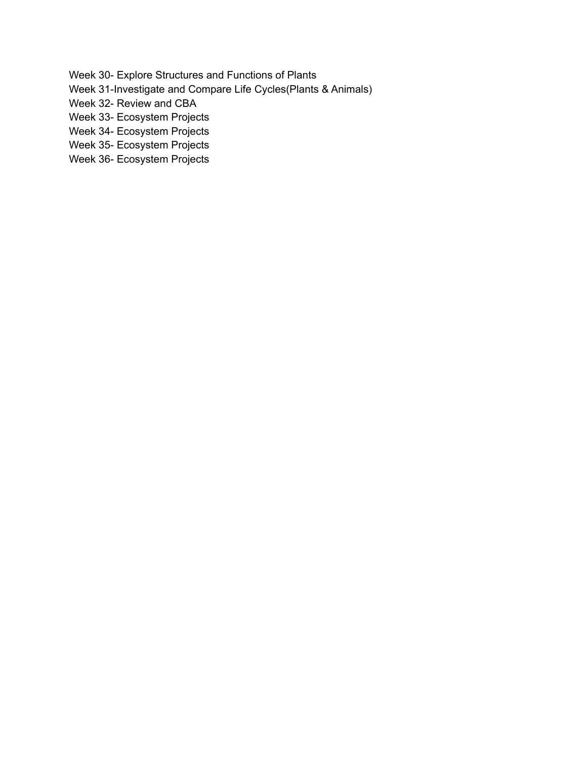Week 30- Explore Structures and Functions of Plants
Week 31-Investigate and Compare Life Cycles(Plants & Animals)
Week 32- Review and CBA
Week 33- Ecosystem Projects
Week 34- Ecosystem Projects
Week 35- Ecosystem Projects
Week 36- Ecosystem Projects